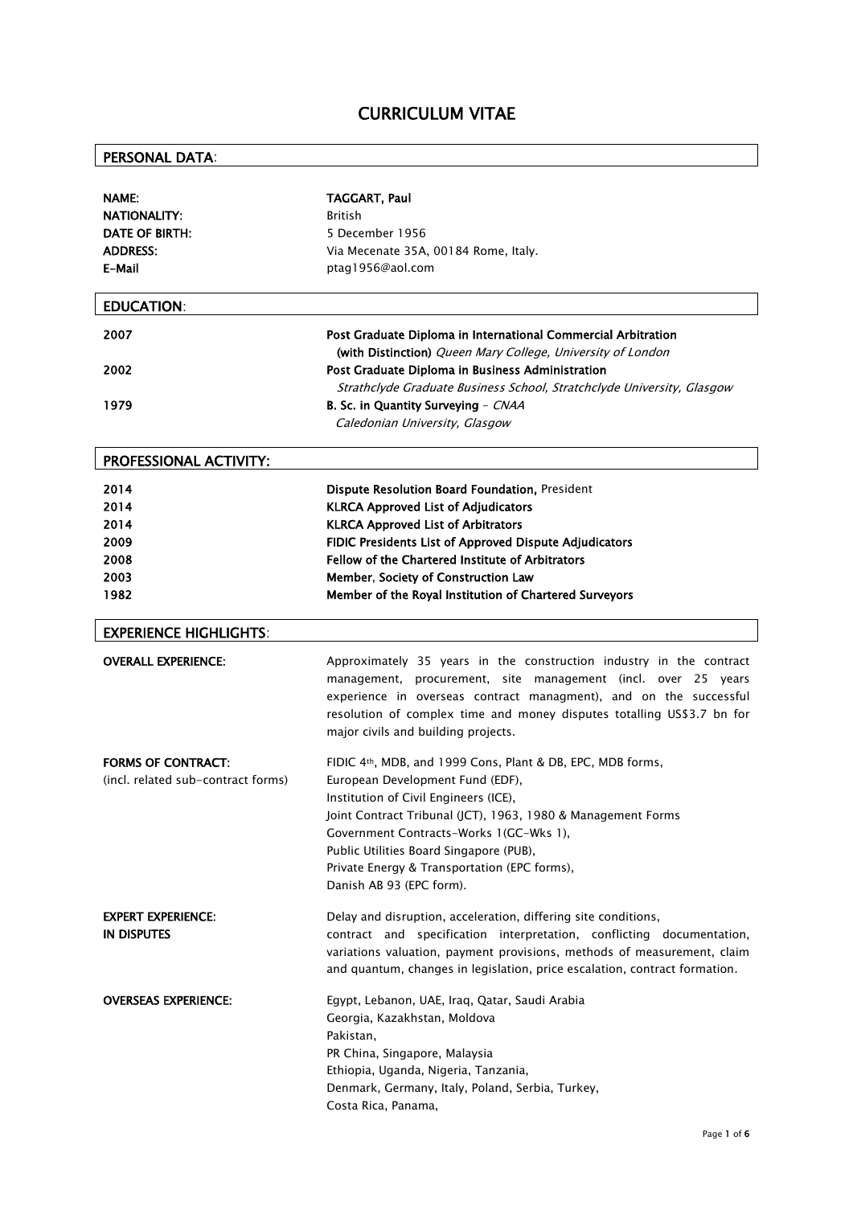# CURRICULUM VITAE

## PERSONAL DATA:

| | |
|---|---|
| **NAME:** | **TAGGART, Paul** |
| **NATIONALITY:** | British |
| **DATE OF BIRTH:** | 5 December 1956 |
| **ADDRESS:** | Via Mecenate 35A, 00184 Rome, Italy. |
| **E-Mail** | ptag1956@aol.com |

## EDUCATION:

| | |
|---|---|
| **2007** | **Post Graduate Diploma in International Commercial Arbitration (with Distinction)** *Queen Mary College, University of London* |
| **2002** | **Post Graduate Diploma in Business Administration** *Strathclyde Graduate Business School, Stratchclyde University, Glasgow* |
| **1979** | **B. Sc. in Quantity Surveying** – *CNAA* *Caledonian University, Glasgow* |

## PROFESSIONAL ACTIVITY:

| | |
|---|---|
| **2014** | **Dispute Resolution Board Foundation,** President |
| **2014** | **KLRCA Approved List of Adjudicators** |
| **2014** | **KLRCA Approved List of Arbitrators** |
| **2009** | **FIDIC Presidents List of Approved Dispute Adjudicators** |
| **2008** | **Fellow of the Chartered Institute of Arbitrators** |
| **2003** | **Member, Society of Construction Law** |
| **1982** | **Member of the Royal Institution of Chartered Surveyors** |

## EXPERIENCE HIGHLIGHTS:

**OVERALL EXPERIENCE:**

Approximately 35 years in the construction industry in the contract management, procurement, site management (incl. over 25 years experience in overseas contract managment), and on the successful resolution of complex time and money disputes totalling US$3.7 bn for major civils and building projects.

**FORMS OF CONTRACT:**
(incl. related sub-contract forms)

FIDIC 4th, MDB, and 1999 Cons, Plant & DB, EPC, MDB forms,
European Development Fund (EDF),
Institution of Civil Engineers (ICE),
Joint Contract Tribunal (JCT), 1963, 1980 & Management Forms
Government Contracts-Works 1(GC-Wks 1),
Public Utilities Board Singapore (PUB),
Private Energy & Transportation (EPC forms),
Danish AB 93 (EPC form).

**EXPERT EXPERIENCE: IN DISPUTES**

Delay and disruption, acceleration, differing site conditions, contract and specification interpretation, conflicting documentation, variations valuation, payment provisions, methods of measurement, claim and quantum, changes in legislation, price escalation, contract formation.

**OVERSEAS EXPERIENCE:**

Egypt, Lebanon, UAE, Iraq, Qatar, Saudi Arabia
Georgia, Kazakhstan, Moldova
Pakistan,
PR China, Singapore, Malaysia
Ethiopia, Uganda, Nigeria, Tanzania,
Denmark, Germany, Italy, Poland, Serbia, Turkey,
Costa Rica, Panama,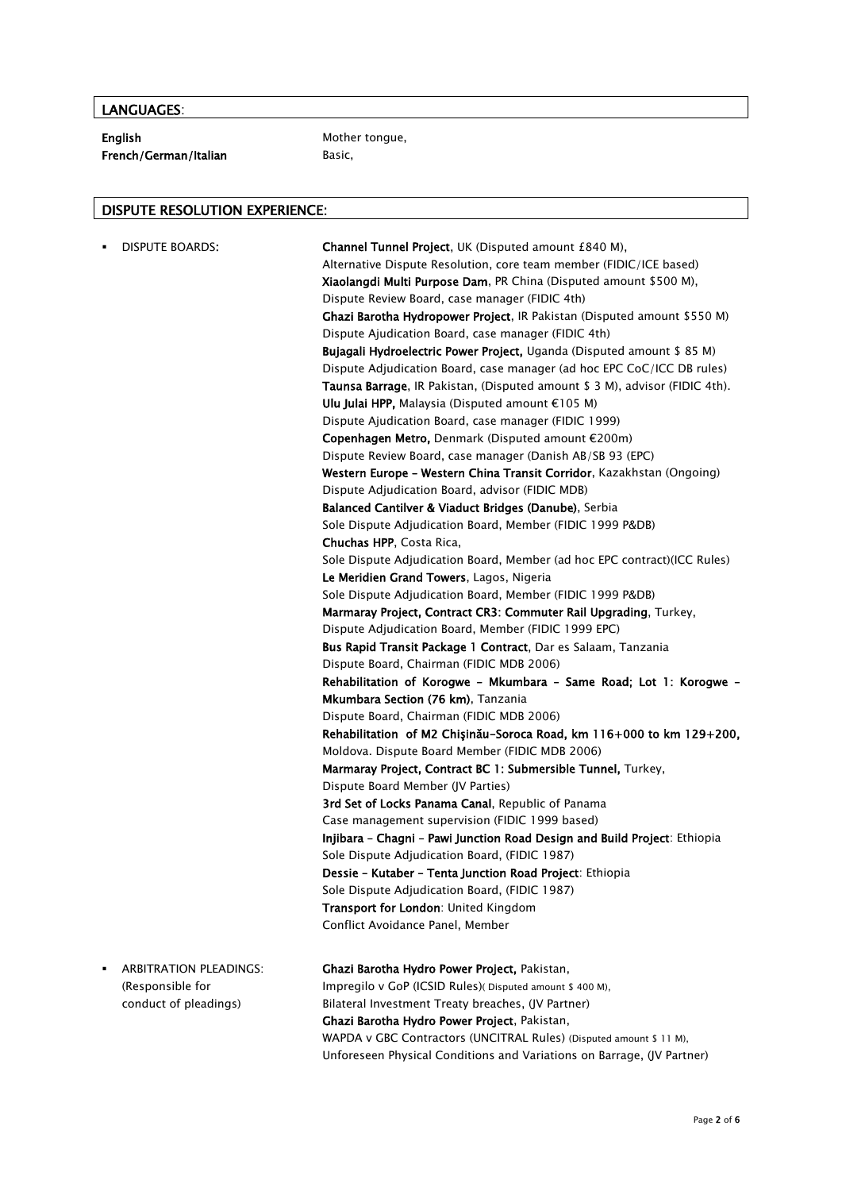## LANGUAGES:

**English** Mother tongue,
**French/German/Italian** Basic,

## DISPUTE RESOLUTION EXPERIENCE:

- DISPUTE BOARDS:

**Channel Tunnel Project**, UK (Disputed amount £840 M),
Alternative Dispute Resolution, core team member (FIDIC/ICE based)
**Xiaolangdi Multi Purpose Dam**, PR China (Disputed amount $500 M),
Dispute Review Board, case manager (FIDIC 4th)
**Ghazi Barotha Hydropower Project**, IR Pakistan (Disputed amount $550 M)
Dispute Ajudication Board, case manager (FIDIC 4th)
**Bujagali Hydroelectric Power Project,** Uganda (Disputed amount $ 85 M)
Dispute Adjudication Board, case manager (ad hoc EPC CoC/ICC DB rules)
**Taunsa Barrage**, IR Pakistan, (Disputed amount $ 3 M), advisor (FIDIC 4th).
**Ulu Julai HPP,** Malaysia (Disputed amount €105 M)
Dispute Ajudication Board, case manager (FIDIC 1999)
**Copenhagen Metro,** Denmark (Disputed amount €200m)
Dispute Review Board, case manager (Danish AB/SB 93 (EPC)
**Western Europe – Western China Transit Corridor**, Kazakhstan (Ongoing)
Dispute Adjudication Board, advisor (FIDIC MDB)
**Balanced Cantilver & Viaduct Bridges (Danube)**, Serbia
Sole Dispute Adjudication Board, Member (FIDIC 1999 P&DB)
**Chuchas HPP**, Costa Rica,
Sole Dispute Adjudication Board, Member (ad hoc EPC contract)(ICC Rules)
**Le Meridien Grand Towers**, Lagos, Nigeria
Sole Dispute Adjudication Board, Member (FIDIC 1999 P&DB)
**Marmaray Project, Contract CR3: Commuter Rail Upgrading**, Turkey,
Dispute Adjudication Board, Member (FIDIC 1999 EPC)
**Bus Rapid Transit Package 1 Contract**, Dar es Salaam, Tanzania
Dispute Board, Chairman (FIDIC MDB 2006)
**Rehabilitation of Korogwe - Mkumbara - Same Road; Lot 1: Korogwe - Mkumbara Section (76 km)**, Tanzania
Dispute Board, Chairman (FIDIC MDB 2006)
**Rehabilitation of M2 Chişinău-Soroca Road, km 116+000 to km 129+200,**
Moldova. Dispute Board Member (FIDIC MDB 2006)
**Marmaray Project, Contract BC 1: Submersible Tunnel,** Turkey,
Dispute Board Member (JV Parties)
**3rd Set of Locks Panama Canal**, Republic of Panama
Case management supervision (FIDIC 1999 based)
**Injibara – Chagni – Pawi Junction Road Design and Build Project**: Ethiopia
Sole Dispute Adjudication Board, (FIDIC 1987)
**Dessie – Kutaber – Tenta Junction Road Project**: Ethiopia
Sole Dispute Adjudication Board, (FIDIC 1987)
**Transport for London**: United Kingdom
Conflict Avoidance Panel, Member

- ARBITRATION PLEADINGS: (Responsible for conduct of pleadings)

**Ghazi Barotha Hydro Power Project,** Pakistan,
Impregilo v GoP (ICSID Rules)( Disputed amount $ 400 M),
Bilateral Investment Treaty breaches, (JV Partner)
**Ghazi Barotha Hydro Power Project**, Pakistan,
WAPDA v GBC Contractors (UNCITRAL Rules) (Disputed amount $ 11 M),
Unforeseen Physical Conditions and Variations on Barrage, (JV Partner)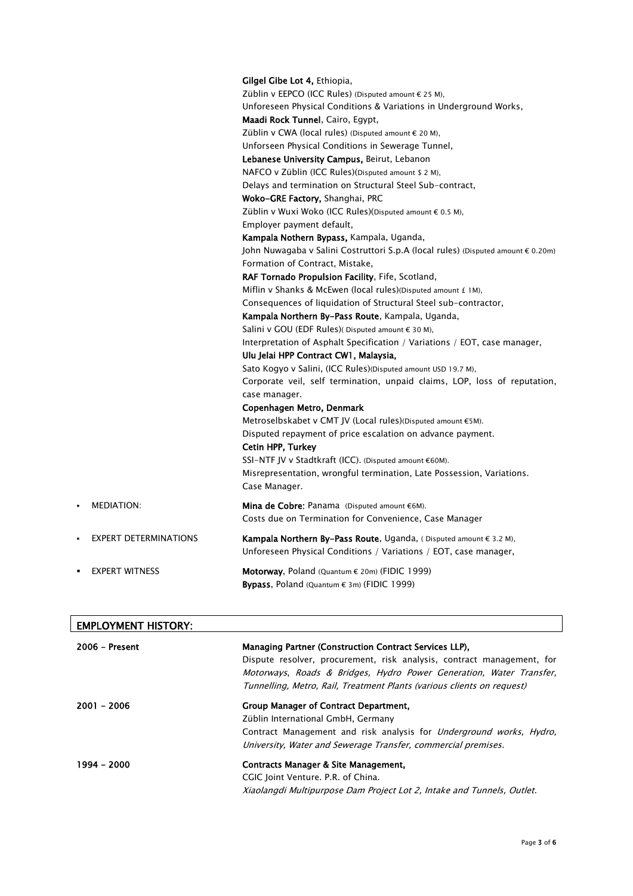**Gilgel Gibe Lot 4,** Ethiopia,
Züblin v EEPCO (ICC Rules) (Disputed amount € 25 M),
Unforeseen Physical Conditions & Variations in Underground Works,
**Maadi Rock Tunnel**, Cairo, Egypt,
Züblin v CWA (local rules) (Disputed amount € 20 M),
Unforseen Physical Conditions in Sewerage Tunnel,
**Lebanese University Campus,** Beirut, Lebanon
NAFCO v Züblin (ICC Rules)(Disputed amount $ 2 M),
Delays and termination on Structural Steel Sub-contract,
**Woko-GRE Factory,** Shanghai, PRC
Züblin v Wuxi Woko (ICC Rules)(Disputed amount € 0.5 M),
Employer payment default,
**Kampala Nothern Bypass,** Kampala, Uganda,
John Nuwagaba v Salini Costruttori S.p.A (local rules) (Disputed amount € 0.20m)
Formation of Contract, Mistake,
**RAF Tornado Propulsion Facility**, Fife, Scotland,
Miflin v Shanks & McEwen (local rules)(Disputed amount £ 1M),
Consequences of liquidation of Structural Steel sub-contractor,
**Kampala Northern By-Pass Route**, Kampala, Uganda,
Salini v GOU (EDF Rules)( Disputed amount € 30 M),
Interpretation of Asphalt Specification / Variations / EOT, case manager,
**Ulu Jelai HPP Contract CW1, Malaysia,**
Sato Kogyo v Salini, (ICC Rules)(Disputed amount USD 19.7 M),
Corporate veil, self termination, unpaid claims, LOP, loss of reputation, case manager.
**Copenhagen Metro, Denmark**
Metroselbskabet v CMT JV (Local rules)(Disputed amount €5M).
Disputed repayment of price escalation on advance payment.
**Cetin HPP, Turkey**
SSI-NTF JV v Stadtkraft (ICC). (Disputed amount €60M).
Misrepresentation, wrongful termination, Late Possession, Variations.
Case Manager.

- MEDIATION:
  **Mina de Cobre**: Panama (Disputed amount €6M).
  Costs due on Termination for Convenience, Case Manager
- EXPERT DETERMINATIONS
  **Kampala Northern By-Pass Route**, Uganda, ( Disputed amount € 3.2 M),
  Unforeseen Physical Conditions / Variations / EOT, case manager,
- EXPERT WITNESS
  **Motorway**, Poland (Quantum € 20m) (FIDIC 1999)
  **Bypass**, Poland (Quantum € 3m) (FIDIC 1999)

## EMPLOYMENT HISTORY:

**2006 - Present**
**Managing Partner (Construction Contract Services LLP),**
Dispute resolver, procurement, risk analysis, contract management, for *Motorways*, *Roads & Bridges, Hydro Power Generation, Water Transfer, Tunnelling, Metro, Rail, Treatment Plants (various clients on request)*

**2001 - 2006**
**Group Manager of Contract Department,**
Züblin International GmbH, Germany
Contract Management and risk analysis for *Underground works, Hydro, University, Water and Sewerage Transfer, commercial premises.*

**1994 - 2000**
**Contracts Manager & Site Management,**
CGIC Joint Venture. P.R. of China.
*Xiaolangdi Multipurpose Dam Project Lot 2, Intake and Tunnels, Outlet.*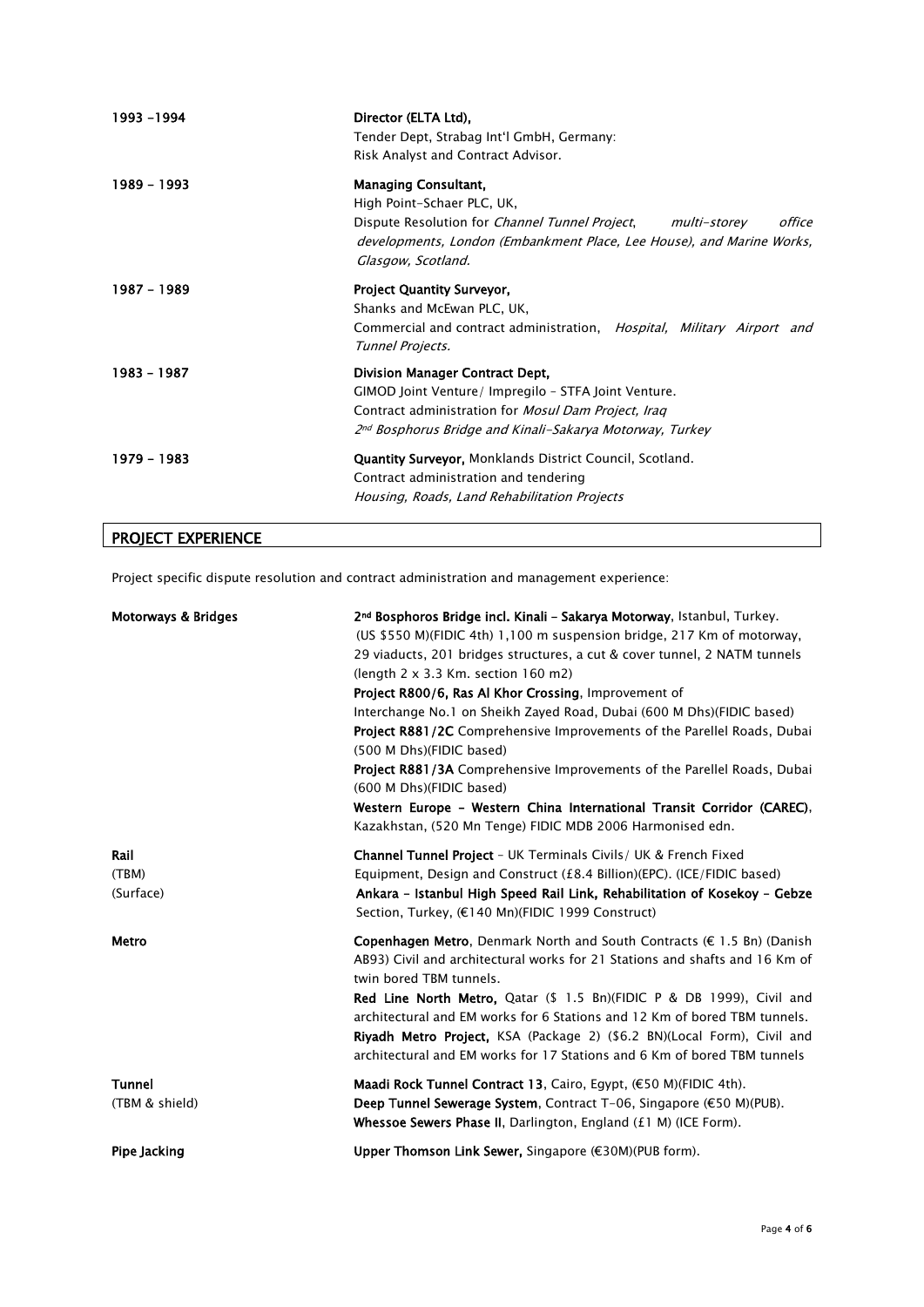| | |
|---|---|
| **1993 -1994** | **Director (ELTA Ltd),**<br>Tender Dept, Strabag Int'l GmbH, Germany:<br>Risk Analyst and Contract Advisor. |
| **1989 – 1993** | **Managing Consultant,**<br>High Point-Schaer PLC, UK,<br>Dispute Resolution for *Channel Tunnel Project*, *multi-storey office developments, London (Embankment Place, Lee House), and Marine Works, Glasgow, Scotland.* |
| **1987 – 1989** | **Project Quantity Surveyor,**<br>Shanks and McEwan PLC, UK,<br>Commercial and contract administration, *Hospital, Military Airport and Tunnel Projects.* |
| **1983 – 1987** | **Division Manager Contract Dept,**<br>GIMOD Joint Venture/ Impregilo – STFA Joint Venture.<br>Contract administration for *Mosul Dam Project, Iraq*<br>*2nd Bosphorus Bridge and Kinali-Sakarya Motorway, Turkey* |
| **1979 – 1983** | **Quantity Surveyor,** Monklands District Council, Scotland.<br>Contract administration and tendering<br>*Housing, Roads, Land Rehabilitation Projects* |

## PROJECT EXPERIENCE

Project specific dispute resolution and contract administration and management experience:

| | |
|---|---|
| **Motorways & Bridges** | **2nd Bosphoros Bridge incl. Kinali – Sakarya Motorway**, Istanbul, Turkey. (US \$550 M)(FIDIC 4th) 1,100 m suspension bridge, 217 Km of motorway, 29 viaducts, 201 bridges structures, a cut & cover tunnel, 2 NATM tunnels (length 2 x 3.3 Km. section 160 m2)<br>**Project R800/6, Ras Al Khor Crossing**, Improvement of Interchange No.1 on Sheikh Zayed Road, Dubai (600 M Dhs)(FIDIC based)<br>**Project R881/2C** Comprehensive Improvements of the Parellel Roads, Dubai (500 M Dhs)(FIDIC based)<br>**Project R881/3A** Comprehensive Improvements of the Parellel Roads, Dubai (600 M Dhs)(FIDIC based)<br>**Western Europe - Western China International Transit Corridor (CAREC)**, Kazakhstan, (520 Mn Tenge) FIDIC MDB 2006 Harmonised edn. |
| **Rail**<br>(TBM)<br>(Surface) | **Channel Tunnel Project** – UK Terminals Civils/ UK & French Fixed Equipment, Design and Construct (£8.4 Billion)(EPC). (ICE/FIDIC based)<br>**Ankara – Istanbul High Speed Rail Link, Rehabilitation of Kosekoy – Gebze** Section, Turkey, (€140 Mn)(FIDIC 1999 Construct) |
| **Metro** | **Copenhagen Metro**, Denmark North and South Contracts (€ 1.5 Bn) (Danish AB93) Civil and architectural works for 21 Stations and shafts and 16 Km of twin bored TBM tunnels.<br>**Red Line North Metro,** Qatar (\$ 1.5 Bn)(FIDIC P & DB 1999), Civil and architectural and EM works for 6 Stations and 12 Km of bored TBM tunnels.<br>**Riyadh Metro Project,** KSA (Package 2) (\$6.2 BN)(Local Form), Civil and architectural and EM works for 17 Stations and 6 Km of bored TBM tunnels |
| **Tunnel**<br>(TBM & shield) | **Maadi Rock Tunnel Contract 13**, Cairo, Egypt, (€50 M)(FIDIC 4th).<br>**Deep Tunnel Sewerage System**, Contract T-06, Singapore (€50 M)(PUB).<br>**Whessoe Sewers Phase II**, Darlington, England (£1 M) (ICE Form). |
| **Pipe Jacking** | **Upper Thomson Link Sewer,** Singapore (€30M)(PUB form). |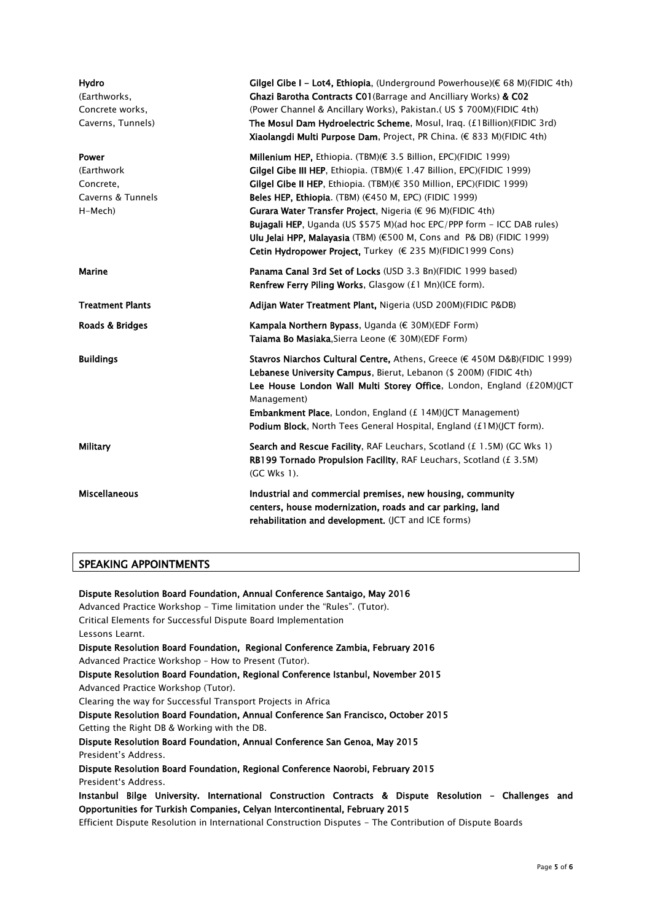| | |
|---|---|
| **Hydro** (Earthworks, Concrete works, Caverns, Tunnels) | **Gilgel Gibe I - Lot4, Ethiopia**, (Underground Powerhouse)(€ 68 M)(FIDIC 4th)<br>**Ghazi Barotha Contracts C01**(Barrage and Ancilliary Works) **& C02** (Power Channel & Ancillary Works), Pakistan.( US $ 700M)(FIDIC 4th)<br>**The Mosul Dam Hydroelectric Scheme**, Mosul, Iraq. (£1Billion)(FIDIC 3rd)<br>**Xiaolangdi Multi Purpose Dam**, Project, PR China. (€ 833 M)(FIDIC 4th) |
| **Power** (Earthwork Concrete, Caverns & Tunnels H-Mech) | **Millenium HEP,** Ethiopia. (TBM)(€ 3.5 Billion, EPC)(FIDIC 1999)<br>**Gilgel Gibe III HEP**, Ethiopia. (TBM)(€ 1.47 Billion, EPC)(FIDIC 1999)<br>**Gilgel Gibe II HEP**, Ethiopia. (TBM)(€ 350 Million, EPC)(FIDIC 1999)<br>**Beles HEP, Ethiopia**. (TBM) (€450 M, EPC) (FIDIC 1999)<br>**Gurara Water Transfer Project**, Nigeria (€ 96 M)(FIDIC 4th)<br>**Bujagali HEP**, Uganda (US $575 M)(ad hoc EPC/PPP form - ICC DAB rules)<br>**Ulu Jelai HPP, Malayasia** (TBM) (€500 M, Cons and P& DB) (FIDIC 1999)<br>**Cetin Hydropower Project,** Turkey (€ 235 M)(FIDIC1999 Cons) |
| **Marine** | **Panama Canal 3rd Set of Locks** (USD 3.3 Bn)(FIDIC 1999 based)<br>**Renfrew Ferry Piling Works**, Glasgow (£1 Mn)(ICE form). |
| **Treatment Plants** | **Adijan Water Treatment Plant,** Nigeria (USD 200M)(FIDIC P&DB) |
| **Roads & Bridges** | **Kampala Northern Bypass**, Uganda (€ 30M)(EDF Form)<br>**Taiama Bo Masiaka**,Sierra Leone (€ 30M)(EDF Form) |
| **Buildings** | **Stavros Niarchos Cultural Centre,** Athens, Greece (€ 450M D&B)(FIDIC 1999)<br>**Lebanese University Campus**, Bierut, Lebanon ($ 200M) (FIDIC 4th)<br>**Lee House London Wall Multi Storey Office**, London, England (£20M)(JCT Management)<br>**Embankment Place**, London, England (£ 14M)(JCT Management)<br>**Podium Block**, North Tees General Hospital, England (£1M)(JCT form). |
| **Military** | **Search and Rescue Facility**, RAF Leuchars, Scotland (£ 1.5M) (GC Wks 1)<br>**RB199 Tornado Propulsion Facility**, RAF Leuchars, Scotland (£ 3.5M) (GC Wks 1). |
| **Miscellaneous** | **Industrial and commercial premises, new housing, community centers, house modernization, roads and car parking, land rehabilitation and development.** (JCT and ICE forms) |

## SPEAKING APPOINTMENTS

**Dispute Resolution Board Foundation, Annual Conference Santaigo, May 2016**
Advanced Practice Workshop - Time limitation under the "Rules". (Tutor).
Critical Elements for Successful Dispute Board Implementation
Lessons Learnt.

**Dispute Resolution Board Foundation, Regional Conference Zambia, February 2016**
Advanced Practice Workshop – How to Present (Tutor).

**Dispute Resolution Board Foundation, Regional Conference Istanbul, November 2015**
Advanced Practice Workshop (Tutor).
Clearing the way for Successful Transport Projects in Africa

**Dispute Resolution Board Foundation, Annual Conference San Francisco, October 2015**
Getting the Right DB & Working with the DB.

**Dispute Resolution Board Foundation, Annual Conference San Genoa, May 2015**
President's Address.

**Dispute Resolution Board Foundation, Regional Conference Naorobi, February 2015**
President's Address.

**Instanbul Bilge University. International Construction Contracts & Dispute Resolution – Challenges and Opportunities for Turkish Companies, Celyan Intercontinental, February 2015**
Efficient Dispute Resolution in International Construction Disputes - The Contribution of Dispute Boards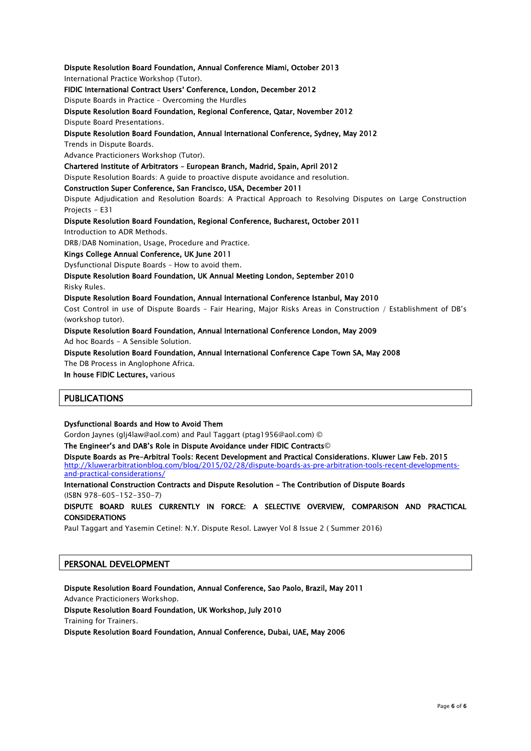**Dispute Resolution Board Foundation, Annual Conference Miami, October 2013**
International Practice Workshop (Tutor).

**FIDIC International Contract Users' Conference, London, December 2012**
Dispute Boards in Practice – Overcoming the Hurdles

**Dispute Resolution Board Foundation, Regional Conference, Qatar, November 2012**
Dispute Board Presentations.

**Dispute Resolution Board Foundation, Annual International Conference, Sydney, May 2012**
Trends in Dispute Boards.
Advance Practicioners Workshop (Tutor).

**Chartered Institute of Arbitrators – European Branch, Madrid, Spain, April 2012**
Dispute Resolution Boards: A guide to proactive dispute avoidance and resolution.

**Construction Super Conference, San Francisco, USA, December 2011**
Dispute Adjudication and Resolution Boards: A Practical Approach to Resolving Disputes on Large Construction Projects – E31

**Dispute Resolution Board Foundation, Regional Conference, Bucharest, October 2011**
Introduction to ADR Methods.
DRB/DAB Nomination, Usage, Procedure and Practice.

**Kings College Annual Conference, UK June 2011**
Dysfunctional Dispute Boards – How to avoid them.

**Dispute Resolution Board Foundation, UK Annual Meeting London, September 2010**
Risky Rules.

**Dispute Resolution Board Foundation, Annual International Conference Istanbul, May 2010**
Cost Control in use of Dispute Boards – Fair Hearing, Major Risks Areas in Construction / Establishment of DB's (workshop tutor).

**Dispute Resolution Board Foundation, Annual International Conference London, May 2009**
Ad hoc Boards - A Sensible Solution.

**Dispute Resolution Board Foundation, Annual International Conference Cape Town SA, May 2008**
The DB Process in Anglophone Africa.

**In house FIDIC Lectures,** various

## PUBLICATIONS

**Dysfunctional Boards and How to Avoid Them**
Gordon Jaynes (glj4law@aol.com) and Paul Taggart (ptag1956@aol.com) ©

**The Engineer's and DAB's Role in Dispute Avoidance under FIDIC Contracts©**

**Dispute Boards as Pre-Arbitral Tools: Recent Development and Practical Considerations. Kluwer Law Feb. 2015**
http://kluwerarbitrationblog.com/blog/2015/02/28/dispute-boards-as-pre-arbitration-tools-recent-developments-and-practical-considerations/

**International Construction Contracts and Dispute Resolution - The Contribution of Dispute Boards**
(ISBN 978-605-152-350-7)

**DISPUTE BOARD RULES CURRENTLY IN FORCE: A SELECTIVE OVERVIEW, COMPARISON AND PRACTICAL CONSIDERATIONS**
Paul Taggart and Yasemin Cetinel: N.Y. Dispute Resol. Lawyer Vol 8 Issue 2 ( Summer 2016)

## PERSONAL DEVELOPMENT

**Dispute Resolution Board Foundation, Annual Conference, Sao Paolo, Brazil, May 2011**
Advance Practicioners Workshop.

**Dispute Resolution Board Foundation, UK Workshop, July 2010**
Training for Trainers.

**Dispute Resolution Board Foundation, Annual Conference, Dubai, UAE, May 2006**